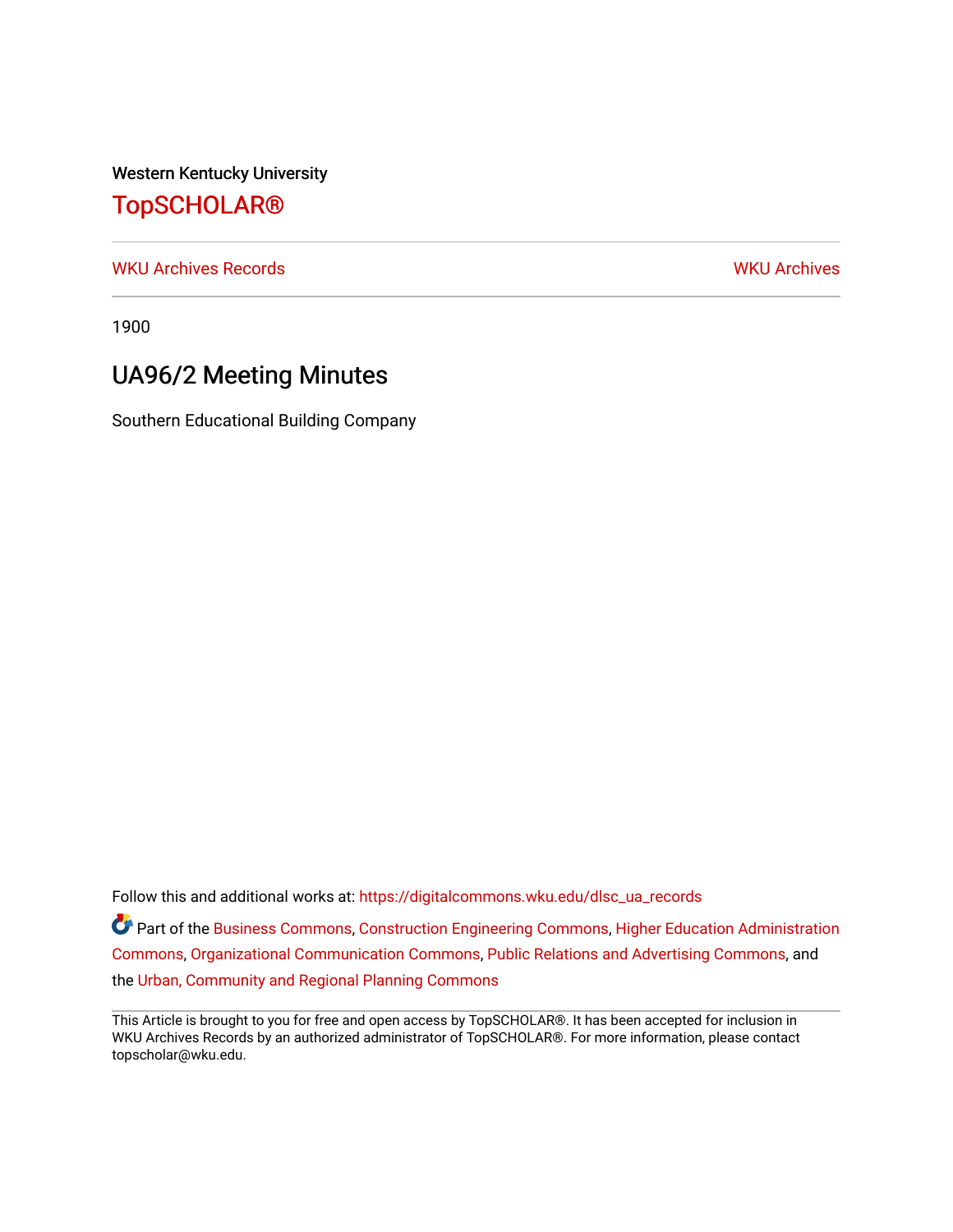Western Kentucky University

# TopSCHOLAR®

WKU Archives Records

WKU Archives

1900

## UA96/2 Meeting Minutes

Southern Educational Building Company

Follow this and additional works at: https://digitalcommons.wku.edu/dlsc_ua_records

Part of the Business Commons, Construction Engineering Commons, Higher Education Administration Commons, Organizational Communication Commons, Public Relations and Advertising Commons, and the Urban, Community and Regional Planning Commons

This Article is brought to you for free and open access by TopSCHOLAR®. It has been accepted for inclusion in WKU Archives Records by an authorized administrator of TopSCHOLAR®. For more information, please contact topscholar@wku.edu.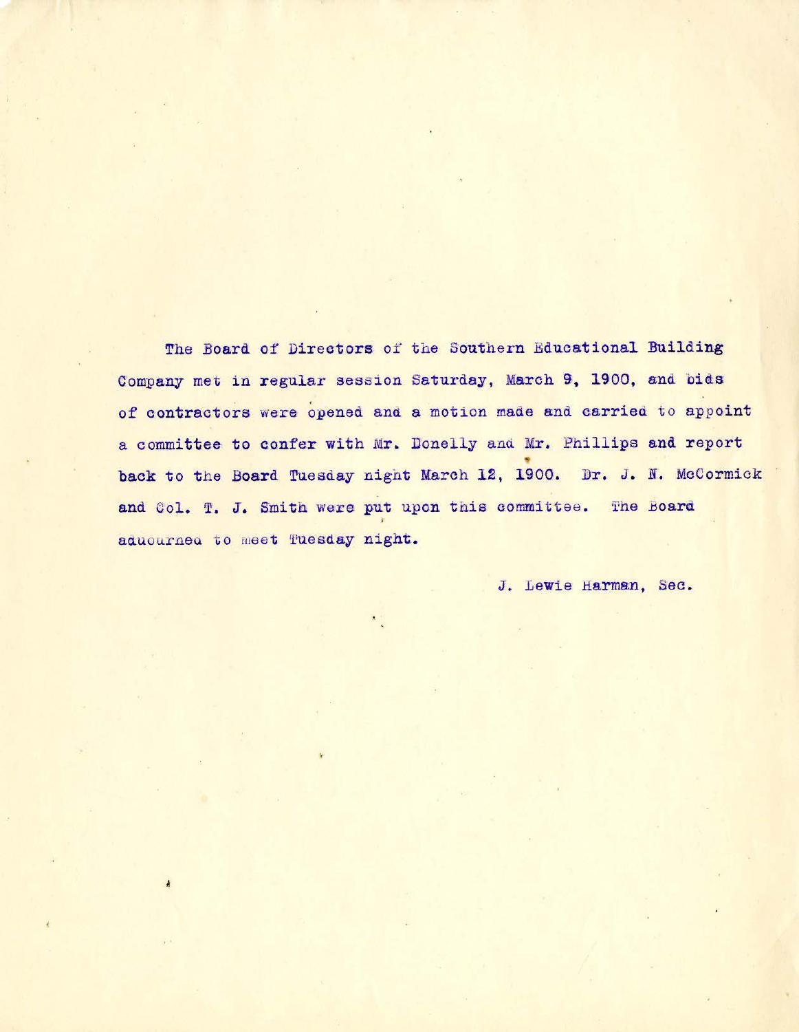The Board of Directors of the Southern Educational Building Company met in regular session Saturday, March 9, 1900, and bids of contractors were opened and a motion made and carried to appoint a committee to confer with Mr. Donelly and Mr. Phillips and report back to the Board Tuesday night March 12, 1900. Dr. J. N. McCormick and Col. T. J. Smith were put upon this committee. The Board aduourned to meet Tuesday night.

J. Lewie Harman, Sec.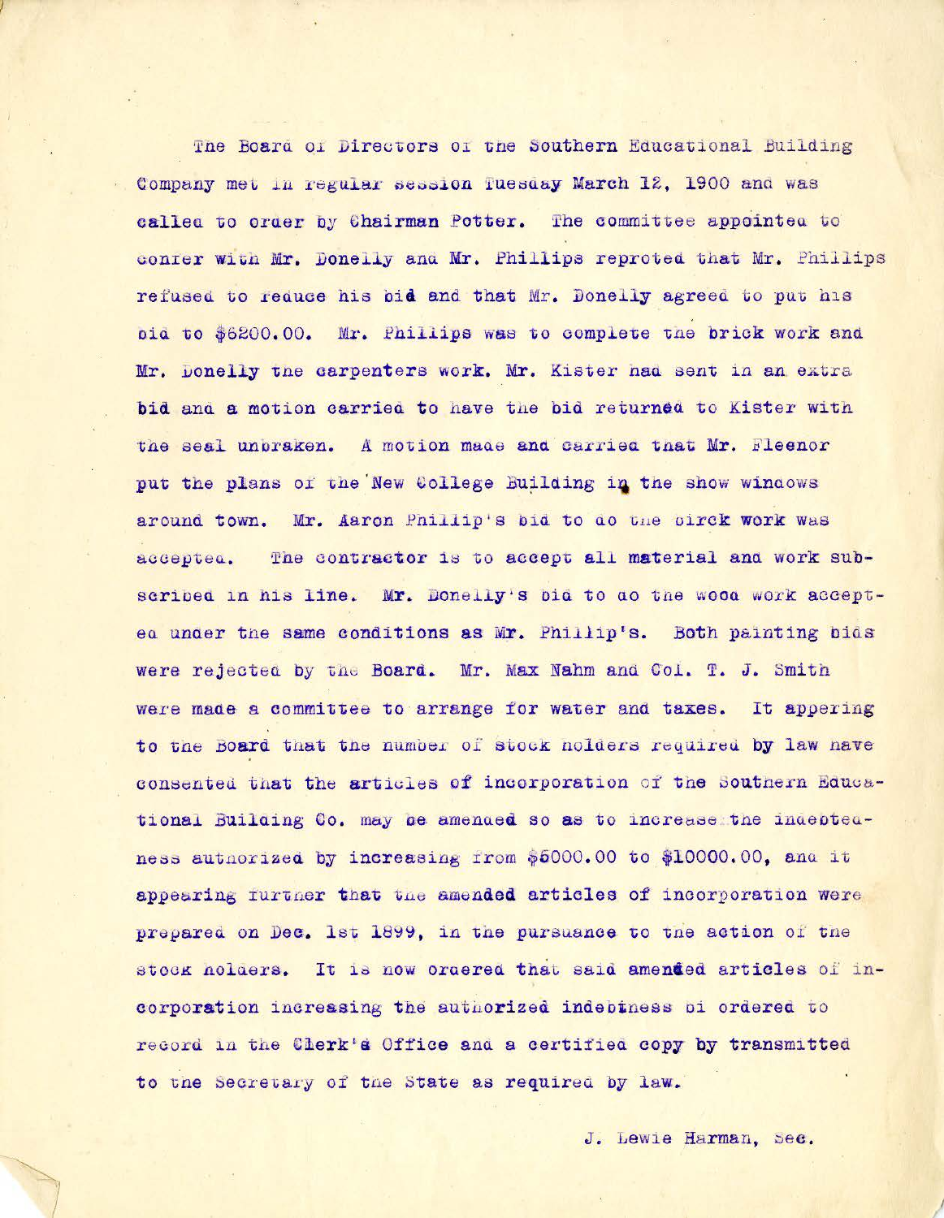The Board of Directors of the Southern Educational Building Company met in regular session Tuesday March 12, 1900 and was called to order by Chairman Potter. The committee appointed to confer with Mr. Donelly and Mr. Phillips reproted that Mr. Phillips refused to reduce his bid and that Mr. Donelly agreed to put his bid to $6200.00. Mr. Phillips was to complete the brick work and Mr. Donelly the carpenters work. Mr. Kister had sent in an extra bid and a motion carried to have the bid returned to Kister with the seal unbraken. A motion made and carried that Mr. Fleenor put the plans of the New College Building in the show windows around town. Mr. Aaron Phillip's bid to do the birck work was accepted. The contractor is to accept all material and work subscribed in his line. Mr. Donelly's bid to do the wood work accepted under the same conditions as Mr. Phillip's. Both painting bids were rejected by the Board. Mr. Max Nahm and Col. T. J. Smith were made a committee to arrange for water and taxes. It appering to the Board that the number of stock holders required by law have consented that the articles of incorporation of the Southern Educational Building Co. may be amended so as to increase the indebtedness authorized by increasing from $5000.00 to $10000.00, and it appearing further that the amended articles of incorporation were prepared on Dec. 1st 1899, in the pursuance to the action of the stock holders. It is now ordered that said amended articles of incorporation increasing the authorized indebtiness bi ordered to record in the Clerk's Office and a certified copy by transmitted to the Secretary of the State as required by law.

J. Lewie Harman, Sec.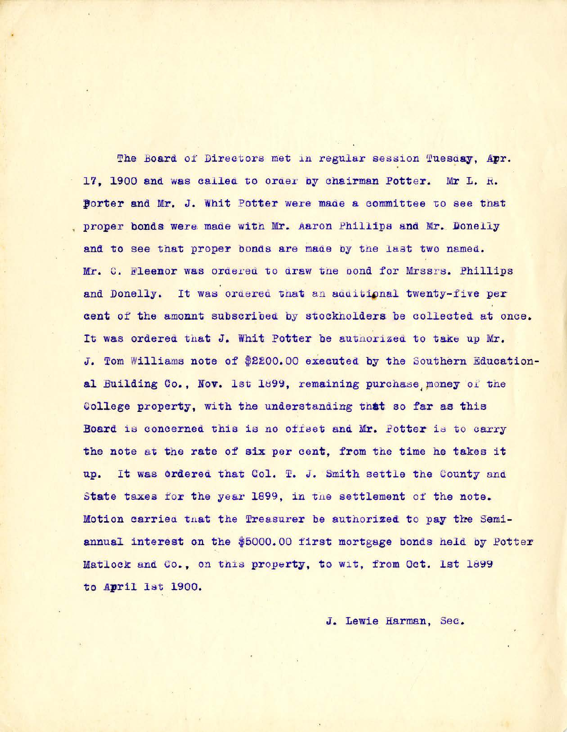The Board of Directors met in regular session Tuesday, Apr. 17, 1900 and was called to order by chairman Potter. Mr L. R. Porter and Mr. J. Whit Potter were made a committee to see that proper bonds were made with Mr. Aaron Phillips and Mr. Donelly and to see that proper bonds are made by the last two named. Mr. C. Fleenor was ordered to draw the bond for Mrssrs. Phillips and Donelly. It was ordered that an additional twenty-five per cent of the amonnt subscribed by stockholders be collected at once. It was ordered that J. Whit Potter be authorized to take up Mr. J. Tom Williams note of $2200.00 executed by the Southern Educational Building Co., Nov. 1st 1899, remaining purchase money of the College property, with the understanding that so far as this Board is concerned this is no offset and Mr. Potter is to carry the note at the rate of six per cent, from the time he takes it up. It was ordered that Col. T. J. Smith settle the County and State taxes for the year 1899, in the settlement of the note. Motion carried that the Treasurer be authorized to pay the Semi-annual interest on the $5000.00 first mortgage bonds held by Potter Matlock and Co., on this property, to wit, from Oct. 1st 1899 to April 1st 1900.

J. Lewie Harman, Sec.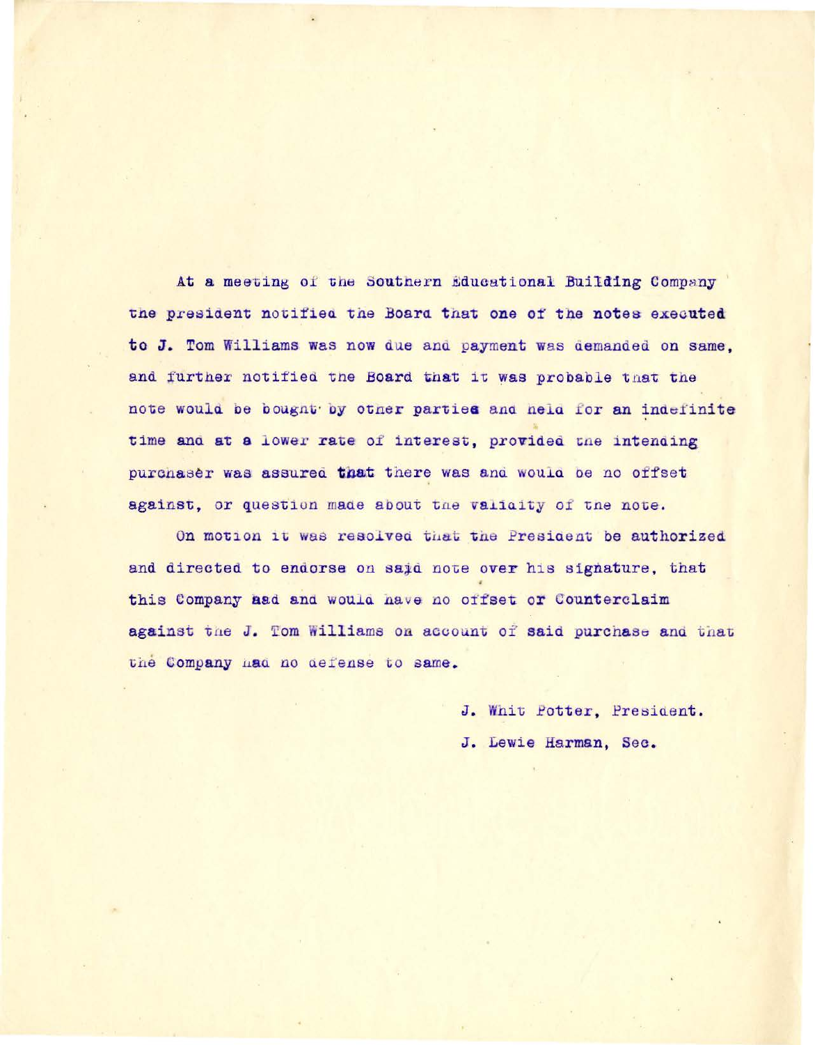At a meeting of the Southern Educational Building Company the president notified the Board that one of the notes executed to J. Tom Williams was now due and payment was demanded on same, and further notified the Board that it was probable that the note would be bought by other parties and held for an indefinite time and at a lower rate of interest, provided the intending purchaser was assured that there was and would be no offset against, or question made about the validity of the note.

On motion it was resolved that the President be authorized and directed to endorse on said note over his signature, that this Company had and would have no offset or Counterclaim against the J. Tom Williams on account of said purchase and that the Company had no defense to same.

J. Whit Potter, President.

J. Lewie Harman, Sec.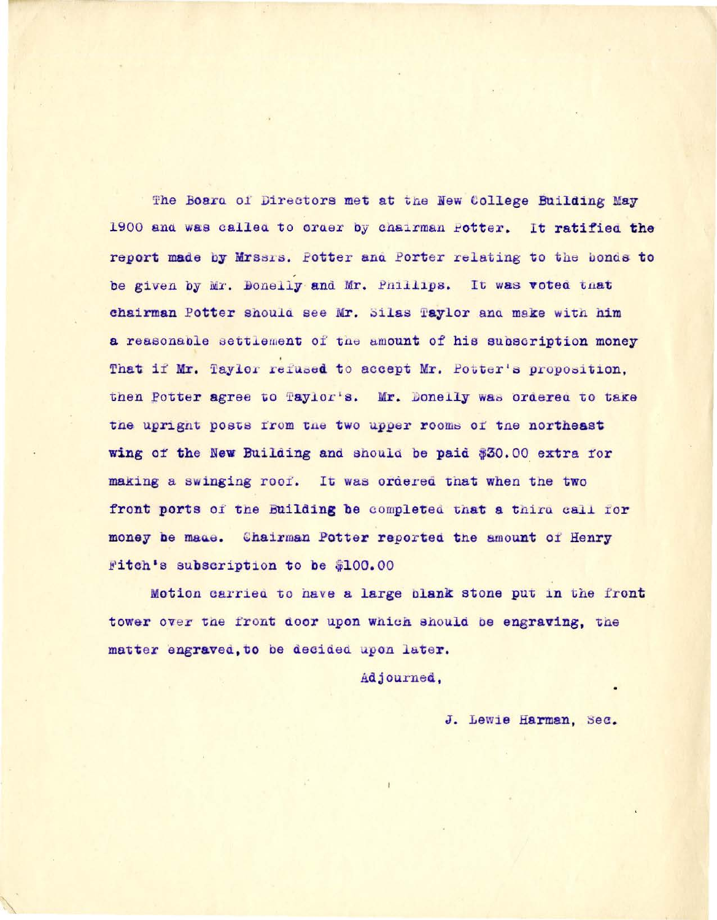The Board of Directors met at the New College Building May 1900 and was called to order by chairman Potter. It ratified the report made by Mrssrs. Potter and Porter relating to the bonds to be given by Mr. Donelly and Mr. Phillips. It was voted that chairman Potter should see Mr. Silas Taylor and make with him a reasonable settlement of the amount of his subscription money That if Mr. Taylor refused to accept Mr. Potter's proposition, then Potter agree to Taylor's. Mr. Donelly was ordered to take the upright posts from the two upper rooms of the northeast wing of the New Building and should be paid $30.00 extra for making a swinging roof. It was ordered that when the two front ports of the Building be completed that a third call for money be made. Chairman Potter reported the amount of Henry Fitch's subscription to be $100.00

Motion carried to have a large blank stone put in the front tower over the front door upon which should be engraving, the matter engraved, to be decided upon later.

Adjourned,

J. Lewie Harman, Sec.